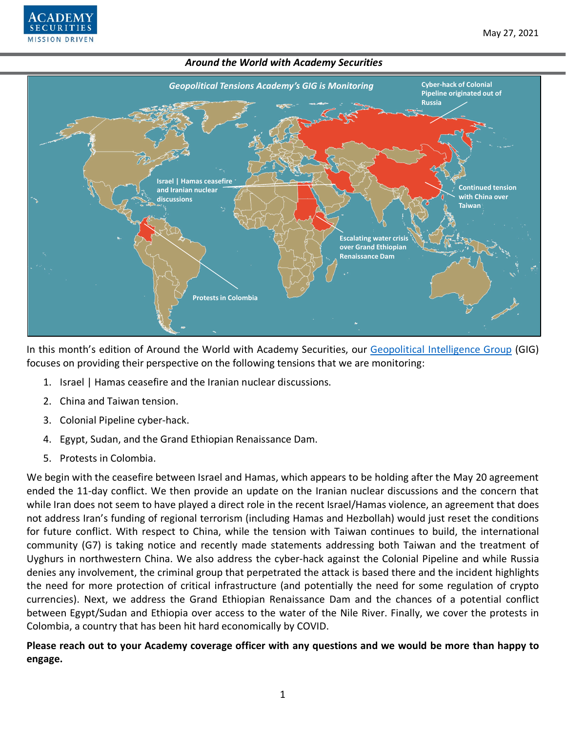*Around the World with Academy Securities*

*Geopolitical Tensions Academy's GIG is Monitoring*

Cyber-hack of Colonial Pipeline originated out of Russia

Israel | Hamas ceasefire and Iranian nuclear discussions

Continued tension with China over Taiwan

Escalating water crisis over Grand Ethiopian Renaissance Dam

Protests in Colombia

In this month's edition of Around the World with Academy Securities, our [Geopolitical Intelligence Group](Geopolitical Intelligence Group) (GIG) focuses on providing their perspective on the following tensions that we are monitoring:

1. Israel | Hamas ceasefire and the Iranian nuclear discussions.
2. China and Taiwan tension.
3. Colonial Pipeline cyber-hack.
4. Egypt, Sudan, and the Grand Ethiopian Renaissance Dam.
5. Protests in Colombia.

We begin with the ceasefire between Israel and Hamas, which appears to be holding after the May 20 agreement ended the 11-day conflict. We then provide an update on the Iranian nuclear discussions and the concern that while Iran does not seem to have played a direct role in the recent Israel/Hamas violence, an agreement that does not address Iran's funding of regional terrorism (including Hamas and Hezbollah) would just reset the conditions for future conflict. With respect to China, while the tension with Taiwan continues to build, the international community (G7) is taking notice and recently made statements addressing both Taiwan and the treatment of Uyghurs in northwestern China. We also address the cyber-hack against the Colonial Pipeline and while Russia denies any involvement, the criminal group that perpetrated the attack is based there and the incident highlights the need for more protection of critical infrastructure (and potentially the need for some regulation of crypto currencies). Next, we address the Grand Ethiopian Renaissance Dam and the chances of a potential conflict between Egypt/Sudan and Ethiopia over access to the water of the Nile River. Finally, we cover the protests in Colombia, a country that has been hit hard economically by COVID.

**Please reach out to your Academy coverage officer with any questions and we would be more than happy to engage.**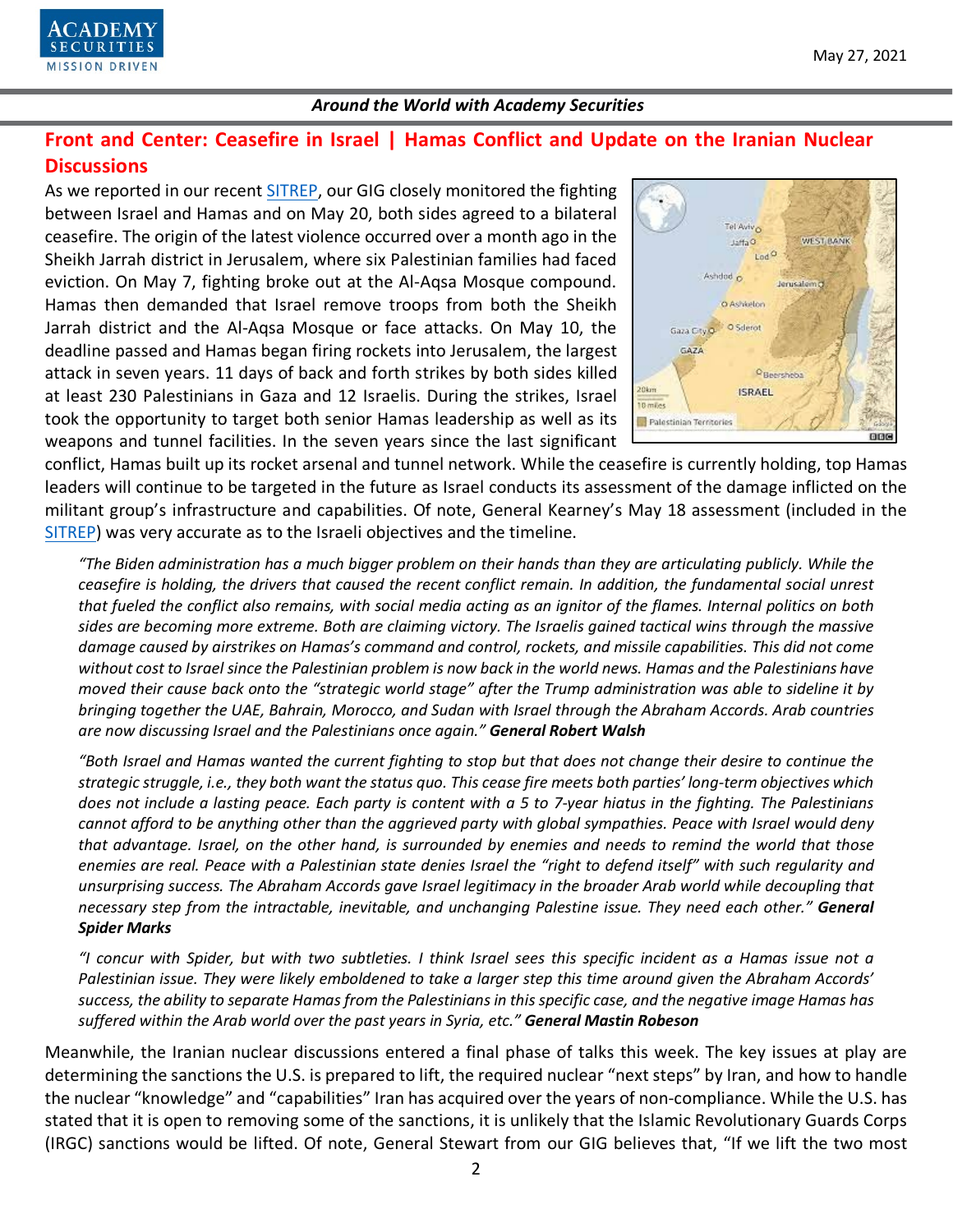## Front and Center: Ceasefire in Israel | Hamas Conflict and Update on the Iranian Nuclear Discussions

As we reported in our recent SITREP, our GIG closely monitored the fighting between Israel and Hamas and on May 20, both sides agreed to a bilateral ceasefire. The origin of the latest violence occurred over a month ago in the Sheikh Jarrah district in Jerusalem, where six Palestinian families had faced eviction. On May 7, fighting broke out at the Al-Aqsa Mosque compound. Hamas then demanded that Israel remove troops from both the Sheikh Jarrah district and the Al-Aqsa Mosque or face attacks. On May 10, the deadline passed and Hamas began firing rockets into Jerusalem, the largest attack in seven years. 11 days of back and forth strikes by both sides killed at least 230 Palestinians in Gaza and 12 Israelis. During the strikes, Israel took the opportunity to target both senior Hamas leadership as well as its weapons and tunnel facilities. In the seven years since the last significant conflict, Hamas built up its rocket arsenal and tunnel network. While the ceasefire is currently holding, top Hamas leaders will continue to be targeted in the future as Israel conducts its assessment of the damage inflicted on the militant group's infrastructure and capabilities. Of note, General Kearney's May 18 assessment (included in the SITREP) was very accurate as to the Israeli objectives and the timeline.

> *"The Biden administration has a much bigger problem on their hands than they are articulating publicly. While the ceasefire is holding, the drivers that caused the recent conflict remain. In addition, the fundamental social unrest that fueled the conflict also remains, with social media acting as an ignitor of the flames. Internal politics on both sides are becoming more extreme. Both are claiming victory. The Israelis gained tactical wins through the massive damage caused by airstrikes on Hamas's command and control, rockets, and missile capabilities. This did not come without cost to Israel since the Palestinian problem is now back in the world news. Hamas and the Palestinians have moved their cause back onto the "strategic world stage" after the Trump administration was able to sideline it by bringing together the UAE, Bahrain, Morocco, and Sudan with Israel through the Abraham Accords. Arab countries are now discussing Israel and the Palestinians once again."* ***General Robert Walsh***

> *"Both Israel and Hamas wanted the current fighting to stop but that does not change their desire to continue the strategic struggle, i.e., they both want the status quo. This cease fire meets both parties' long-term objectives which does not include a lasting peace. Each party is content with a 5 to 7-year hiatus in the fighting. The Palestinians cannot afford to be anything other than the aggrieved party with global sympathies. Peace with Israel would deny that advantage. Israel, on the other hand, is surrounded by enemies and needs to remind the world that those enemies are real. Peace with a Palestinian state denies Israel the "right to defend itself" with such regularity and unsurprising success. The Abraham Accords gave Israel legitimacy in the broader Arab world while decoupling that necessary step from the intractable, inevitable, and unchanging Palestine issue. They need each other."* ***General Spider Marks***

> *"I concur with Spider, but with two subtleties. I think Israel sees this specific incident as a Hamas issue not a Palestinian issue. They were likely emboldened to take a larger step this time around given the Abraham Accords' success, the ability to separate Hamas from the Palestinians in this specific case, and the negative image Hamas has suffered within the Arab world over the past years in Syria, etc."* ***General Mastin Robeson***

Meanwhile, the Iranian nuclear discussions entered a final phase of talks this week. The key issues at play are determining the sanctions the U.S. is prepared to lift, the required nuclear "next steps" by Iran, and how to handle the nuclear "knowledge" and "capabilities" Iran has acquired over the years of non-compliance. While the U.S. has stated that it is open to removing some of the sanctions, it is unlikely that the Islamic Revolutionary Guards Corps (IRGC) sanctions would be lifted. Of note, General Stewart from our GIG believes that, "If we lift the two most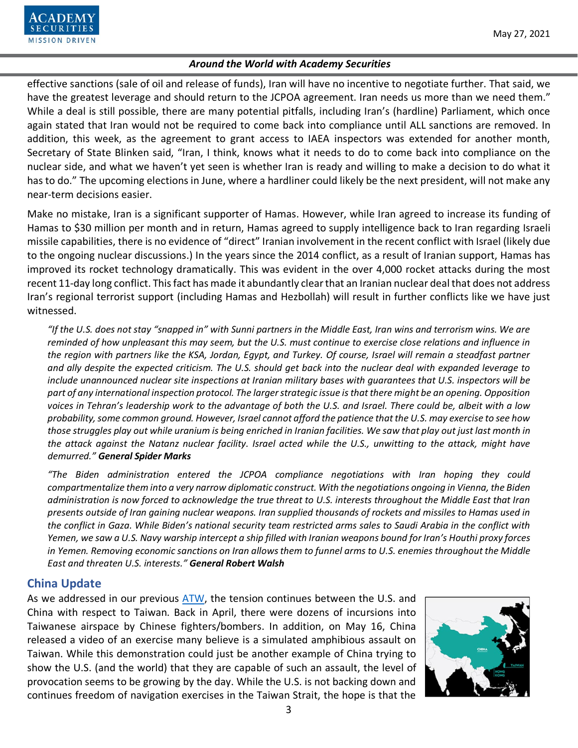effective sanctions (sale of oil and release of funds), Iran will have no incentive to negotiate further. That said, we have the greatest leverage and should return to the JCPOA agreement. Iran needs us more than we need them." While a deal is still possible, there are many potential pitfalls, including Iran's (hardline) Parliament, which once again stated that Iran would not be required to come back into compliance until ALL sanctions are removed. In addition, this week, as the agreement to grant access to IAEA inspectors was extended for another month, Secretary of State Blinken said, "Iran, I think, knows what it needs to do to come back into compliance on the nuclear side, and what we haven't yet seen is whether Iran is ready and willing to make a decision to do what it has to do." The upcoming elections in June, where a hardliner could likely be the next president, will not make any near-term decisions easier.

Make no mistake, Iran is a significant supporter of Hamas. However, while Iran agreed to increase its funding of Hamas to $30 million per month and in return, Hamas agreed to supply intelligence back to Iran regarding Israeli missile capabilities, there is no evidence of "direct" Iranian involvement in the recent conflict with Israel (likely due to the ongoing nuclear discussions.) In the years since the 2014 conflict, as a result of Iranian support, Hamas has improved its rocket technology dramatically. This was evident in the over 4,000 rocket attacks during the most recent 11-day long conflict. This fact has made it abundantly clear that an Iranian nuclear deal that does not address Iran's regional terrorist support (including Hamas and Hezbollah) will result in further conflicts like we have just witnessed.

*"If the U.S. does not stay "snapped in" with Sunni partners in the Middle East, Iran wins and terrorism wins. We are reminded of how unpleasant this may seem, but the U.S. must continue to exercise close relations and influence in the region with partners like the KSA, Jordan, Egypt, and Turkey. Of course, Israel will remain a steadfast partner and ally despite the expected criticism. The U.S. should get back into the nuclear deal with expanded leverage to include unannounced nuclear site inspections at Iranian military bases with guarantees that U.S. inspectors will be part of any international inspection protocol. The larger strategic issue is that there might be an opening. Opposition voices in Tehran's leadership work to the advantage of both the U.S. and Israel. There could be, albeit with a low probability, some common ground. However, Israel cannot afford the patience that the U.S. may exercise to see how those struggles play out while uranium is being enriched in Iranian facilities. We saw that play out just last month in the attack against the Natanz nuclear facility. Israel acted while the U.S., unwitting to the attack, might have demurred."* ***General Spider Marks***

*"The Biden administration entered the JCPOA compliance negotiations with Iran hoping they could compartmentalize them into a very narrow diplomatic construct. With the negotiations ongoing in Vienna, the Biden administration is now forced to acknowledge the true threat to U.S. interests throughout the Middle East that Iran presents outside of Iran gaining nuclear weapons. Iran supplied thousands of rockets and missiles to Hamas used in the conflict in Gaza. While Biden's national security team restricted arms sales to Saudi Arabia in the conflict with Yemen, we saw a U.S. Navy warship intercept a ship filled with Iranian weapons bound for Iran's Houthi proxy forces in Yemen. Removing economic sanctions on Iran allows them to funnel arms to U.S. enemies throughout the Middle East and threaten U.S. interests."* ***General Robert Walsh***

## China Update

As we addressed in our previous ATW, the tension continues between the U.S. and China with respect to Taiwan. Back in April, there were dozens of incursions into Taiwanese airspace by Chinese fighters/bombers. In addition, on May 16, China released a video of an exercise many believe is a simulated amphibious assault on Taiwan. While this demonstration could just be another example of China trying to show the U.S. (and the world) that they are capable of such an assault, the level of provocation seems to be growing by the day. While the U.S. is not backing down and continues freedom of navigation exercises in the Taiwan Strait, the hope is that the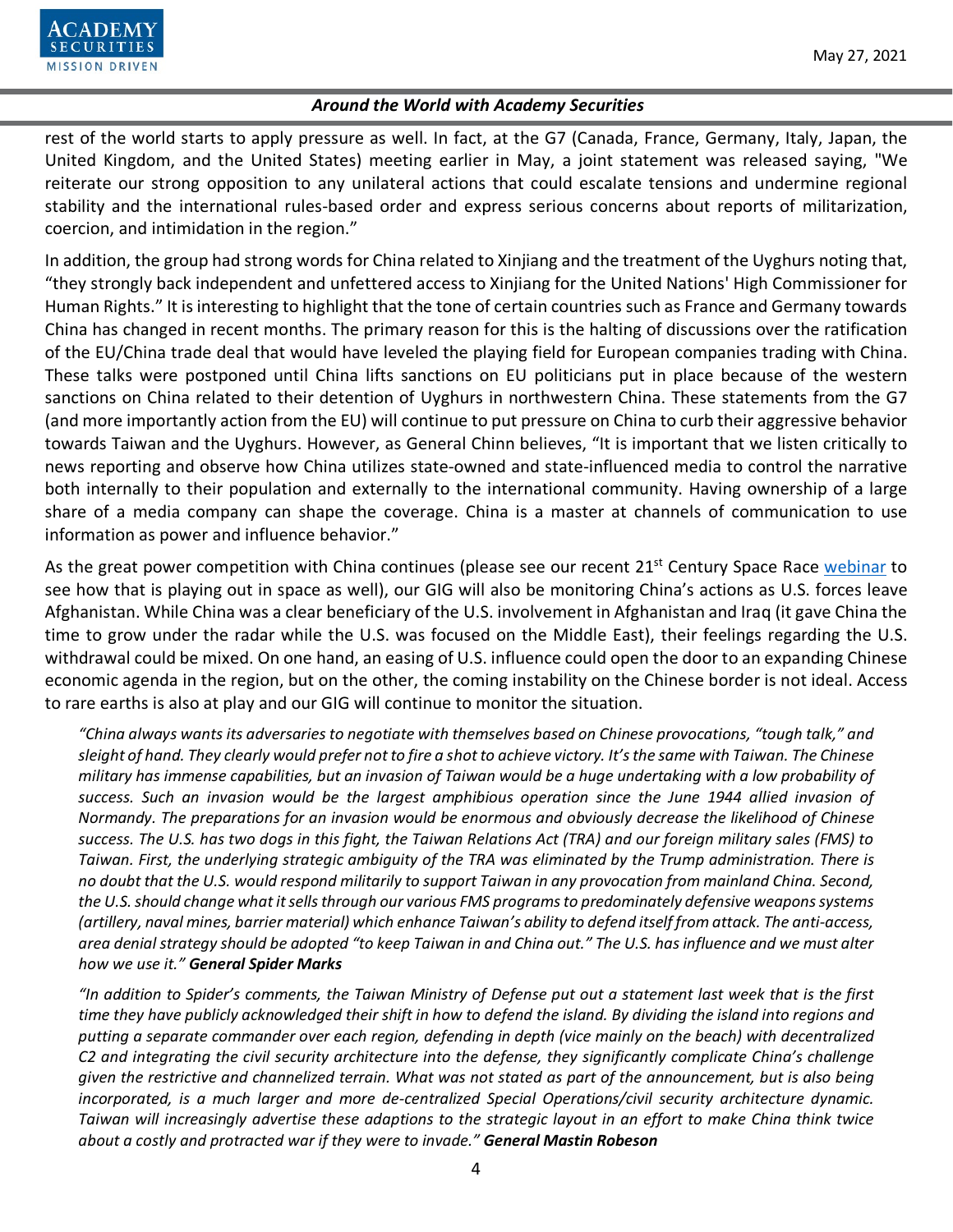rest of the world starts to apply pressure as well. In fact, at the G7 (Canada, France, Germany, Italy, Japan, the United Kingdom, and the United States) meeting earlier in May, a joint statement was released saying, "We reiterate our strong opposition to any unilateral actions that could escalate tensions and undermine regional stability and the international rules-based order and express serious concerns about reports of militarization, coercion, and intimidation in the region."

In addition, the group had strong words for China related to Xinjiang and the treatment of the Uyghurs noting that, "they strongly back independent and unfettered access to Xinjiang for the United Nations' High Commissioner for Human Rights." It is interesting to highlight that the tone of certain countries such as France and Germany towards China has changed in recent months. The primary reason for this is the halting of discussions over the ratification of the EU/China trade deal that would have leveled the playing field for European companies trading with China. These talks were postponed until China lifts sanctions on EU politicians put in place because of the western sanctions on China related to their detention of Uyghurs in northwestern China. These statements from the G7 (and more importantly action from the EU) will continue to put pressure on China to curb their aggressive behavior towards Taiwan and the Uyghurs. However, as General Chinn believes, "It is important that we listen critically to news reporting and observe how China utilizes state-owned and state-influenced media to control the narrative both internally to their population and externally to the international community. Having ownership of a large share of a media company can shape the coverage. China is a master at channels of communication to use information as power and influence behavior."

As the great power competition with China continues (please see our recent 21st Century Space Race [webinar] to see how that is playing out in space as well), our GIG will also be monitoring China's actions as U.S. forces leave Afghanistan. While China was a clear beneficiary of the U.S. involvement in Afghanistan and Iraq (it gave China the time to grow under the radar while the U.S. was focused on the Middle East), their feelings regarding the U.S. withdrawal could be mixed. On one hand, an easing of U.S. influence could open the door to an expanding Chinese economic agenda in the region, but on the other, the coming instability on the Chinese border is not ideal. Access to rare earths is also at play and our GIG will continue to monitor the situation.

*"China always wants its adversaries to negotiate with themselves based on Chinese provocations, "tough talk," and sleight of hand. They clearly would prefer not to fire a shot to achieve victory. It's the same with Taiwan. The Chinese military has immense capabilities, but an invasion of Taiwan would be a huge undertaking with a low probability of success. Such an invasion would be the largest amphibious operation since the June 1944 allied invasion of Normandy. The preparations for an invasion would be enormous and obviously decrease the likelihood of Chinese success. The U.S. has two dogs in this fight, the Taiwan Relations Act (TRA) and our foreign military sales (FMS) to Taiwan. First, the underlying strategic ambiguity of the TRA was eliminated by the Trump administration. There is no doubt that the U.S. would respond militarily to support Taiwan in any provocation from mainland China. Second, the U.S. should change what it sells through our various FMS programs to predominately defensive weapons systems (artillery, naval mines, barrier material) which enhance Taiwan's ability to defend itself from attack. The anti-access, area denial strategy should be adopted "to keep Taiwan in and China out." The U.S. has influence and we must alter how we use it."* ***General Spider Marks***

*"In addition to Spider's comments, the Taiwan Ministry of Defense put out a statement last week that is the first time they have publicly acknowledged their shift in how to defend the island. By dividing the island into regions and putting a separate commander over each region, defending in depth (vice mainly on the beach) with decentralized C2 and integrating the civil security architecture into the defense, they significantly complicate China's challenge given the restrictive and channelized terrain. What was not stated as part of the announcement, but is also being incorporated, is a much larger and more de-centralized Special Operations/civil security architecture dynamic. Taiwan will increasingly advertise these adaptions to the strategic layout in an effort to make China think twice about a costly and protracted war if they were to invade."* ***General Mastin Robeson***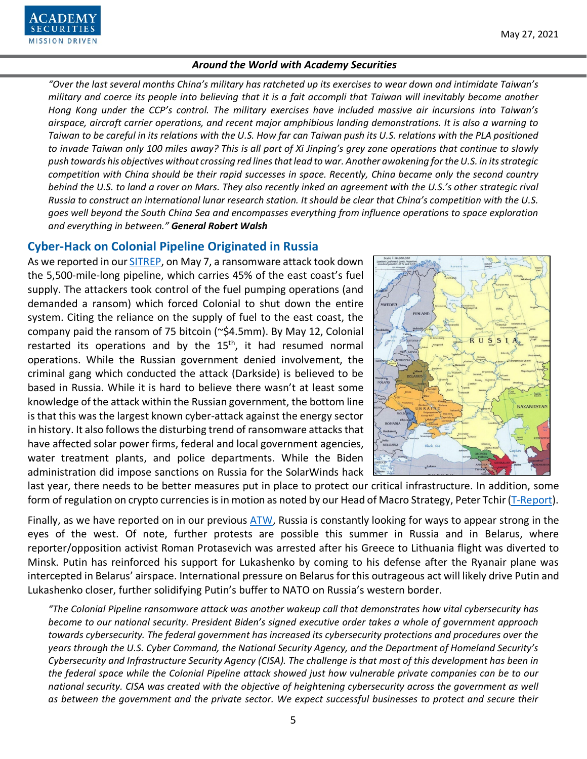*"Over the last several months China's military has ratcheted up its exercises to wear down and intimidate Taiwan's military and coerce its people into believing that it is a fait accompli that Taiwan will inevitably become another Hong Kong under the CCP's control. The military exercises have included massive air incursions into Taiwan's airspace, aircraft carrier operations, and recent major amphibious landing demonstrations. It is also a warning to Taiwan to be careful in its relations with the U.S. How far can Taiwan push its U.S. relations with the PLA positioned to invade Taiwan only 100 miles away? This is all part of Xi Jinping's grey zone operations that continue to slowly push towards his objectives without crossing red lines that lead to war. Another awakening for the U.S. in its strategic competition with China should be their rapid successes in space. Recently, China became only the second country behind the U.S. to land a rover on Mars. They also recently inked an agreement with the U.S.'s other strategic rival Russia to construct an international lunar research station. It should be clear that China's competition with the U.S. goes well beyond the South China Sea and encompasses everything from influence operations to space exploration and everything in between."* ***General Robert Walsh***

## Cyber-Hack on Colonial Pipeline Originated in Russia

As we reported in our SITREP, on May 7, a ransomware attack took down the 5,500-mile-long pipeline, which carries 45% of the east coast's fuel supply. The attackers took control of the fuel pumping operations (and demanded a ransom) which forced Colonial to shut down the entire system. Citing the reliance on the supply of fuel to the east coast, the company paid the ransom of 75 bitcoin (~$4.5mm). By May 12, Colonial restarted its operations and by the 15th, it had resumed normal operations. While the Russian government denied involvement, the criminal gang which conducted the attack (Darkside) is believed to be based in Russia. While it is hard to believe there wasn't at least some knowledge of the attack within the Russian government, the bottom line is that this was the largest known cyber-attack against the energy sector in history. It also follows the disturbing trend of ransomware attacks that have affected solar power firms, federal and local government agencies, water treatment plants, and police departments. While the Biden administration did impose sanctions on Russia for the SolarWinds hack last year, there needs to be better measures put in place to protect our critical infrastructure. In addition, some form of regulation on crypto currencies is in motion as noted by our Head of Macro Strategy, Peter Tchir (T-Report).

Finally, as we have reported on in our previous ATW, Russia is constantly looking for ways to appear strong in the eyes of the west. Of note, further protests are possible this summer in Russia and in Belarus, where reporter/opposition activist Roman Protasevich was arrested after his Greece to Lithuania flight was diverted to Minsk. Putin has reinforced his support for Lukashenko by coming to his defense after the Ryanair plane was intercepted in Belarus' airspace. International pressure on Belarus for this outrageous act will likely drive Putin and Lukashenko closer, further solidifying Putin's buffer to NATO on Russia's western border.

*"The Colonial Pipeline ransomware attack was another wakeup call that demonstrates how vital cybersecurity has become to our national security. President Biden's signed executive order takes a whole of government approach towards cybersecurity. The federal government has increased its cybersecurity protections and procedures over the years through the U.S. Cyber Command, the National Security Agency, and the Department of Homeland Security's Cybersecurity and Infrastructure Security Agency (CISA). The challenge is that most of this development has been in the federal space while the Colonial Pipeline attack showed just how vulnerable private companies can be to our national security. CISA was created with the objective of heightening cybersecurity across the government as well as between the government and the private sector. We expect successful businesses to protect and secure their*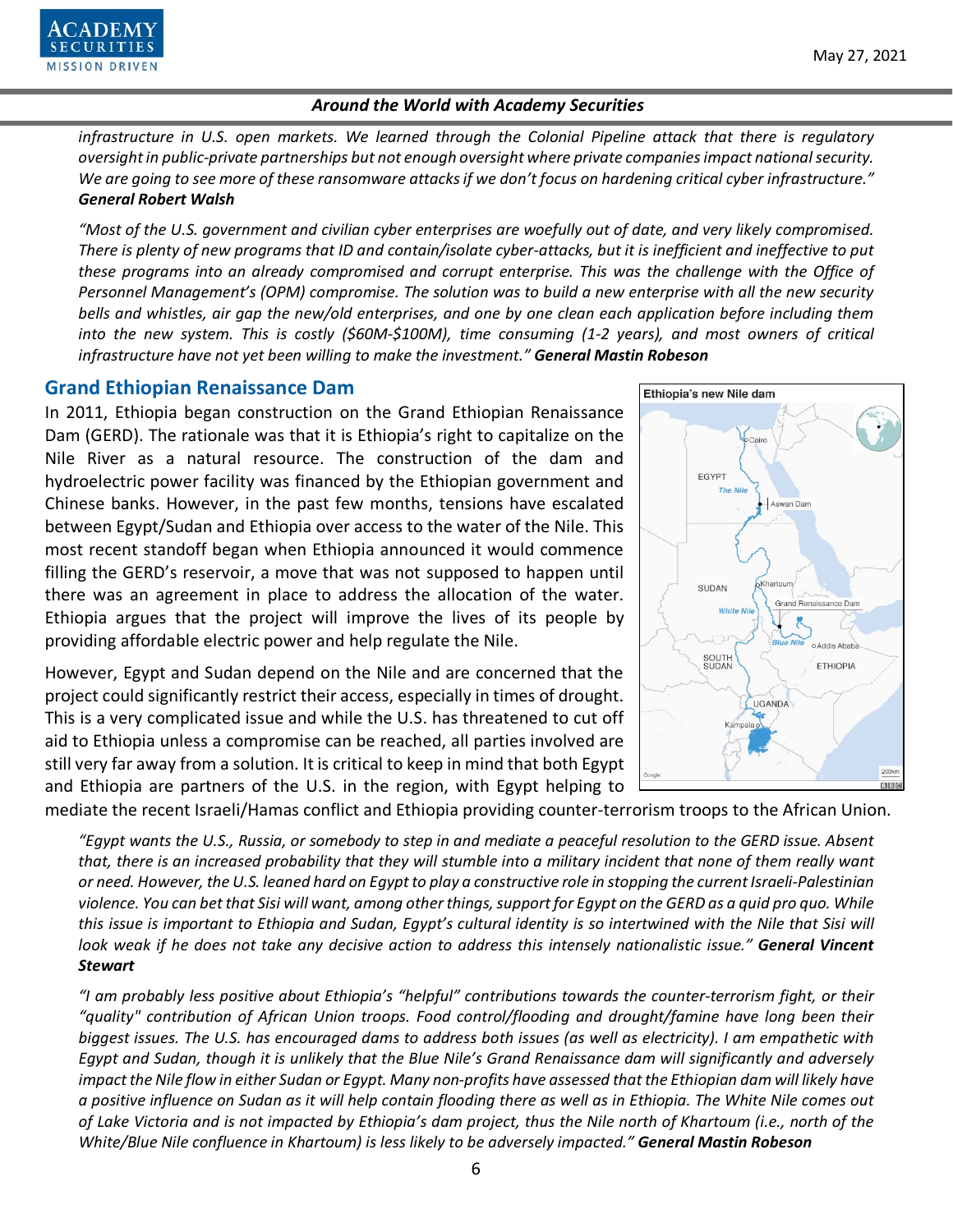*infrastructure in U.S. open markets. We learned through the Colonial Pipeline attack that there is regulatory oversight in public-private partnerships but not enough oversight where private companies impact national security. We are going to see more of these ransomware attacks if we don't focus on hardening critical cyber infrastructure."* ***General Robert Walsh***

*"Most of the U.S. government and civilian cyber enterprises are woefully out of date, and very likely compromised. There is plenty of new programs that ID and contain/isolate cyber-attacks, but it is inefficient and ineffective to put these programs into an already compromised and corrupt enterprise. This was the challenge with the Office of Personnel Management's (OPM) compromise. The solution was to build a new enterprise with all the new security bells and whistles, air gap the new/old enterprises, and one by one clean each application before including them into the new system. This is costly ($60M-$100M), time consuming (1-2 years), and most owners of critical infrastructure have not yet been willing to make the investment."* ***General Mastin Robeson***

## Grand Ethiopian Renaissance Dam

In 2011, Ethiopia began construction on the Grand Ethiopian Renaissance Dam (GERD). The rationale was that it is Ethiopia's right to capitalize on the Nile River as a natural resource. The construction of the dam and hydroelectric power facility was financed by the Ethiopian government and Chinese banks. However, in the past few months, tensions have escalated between Egypt/Sudan and Ethiopia over access to the water of the Nile. This most recent standoff began when Ethiopia announced it would commence filling the GERD's reservoir, a move that was not supposed to happen until there was an agreement in place to address the allocation of the water. Ethiopia argues that the project will improve the lives of its people by providing affordable electric power and help regulate the Nile.

However, Egypt and Sudan depend on the Nile and are concerned that the project could significantly restrict their access, especially in times of drought. This is a very complicated issue and while the U.S. has threatened to cut off aid to Ethiopia unless a compromise can be reached, all parties involved are still very far away from a solution. It is critical to keep in mind that both Egypt and Ethiopia are partners of the U.S. in the region, with Egypt helping to mediate the recent Israeli/Hamas conflict and Ethiopia providing counter-terrorism troops to the African Union.

Ethiopia's new Nile dam

*"Egypt wants the U.S., Russia, or somebody to step in and mediate a peaceful resolution to the GERD issue. Absent that, there is an increased probability that they will stumble into a military incident that none of them really want or need. However, the U.S. leaned hard on Egypt to play a constructive role in stopping the current Israeli-Palestinian violence. You can bet that Sisi will want, among other things, support for Egypt on the GERD as a quid pro quo. While this issue is important to Ethiopia and Sudan, Egypt's cultural identity is so intertwined with the Nile that Sisi will look weak if he does not take any decisive action to address this intensely nationalistic issue."* ***General Vincent Stewart***

*"I am probably less positive about Ethiopia's "helpful" contributions towards the counter-terrorism fight, or their "quality" contribution of African Union troops. Food control/flooding and drought/famine have long been their biggest issues. The U.S. has encouraged dams to address both issues (as well as electricity). I am empathetic with Egypt and Sudan, though it is unlikely that the Blue Nile's Grand Renaissance dam will significantly and adversely impact the Nile flow in either Sudan or Egypt. Many non-profits have assessed that the Ethiopian dam will likely have a positive influence on Sudan as it will help contain flooding there as well as in Ethiopia. The White Nile comes out of Lake Victoria and is not impacted by Ethiopia's dam project, thus the Nile north of Khartoum (i.e., north of the White/Blue Nile confluence in Khartoum) is less likely to be adversely impacted."* ***General Mastin Robeson***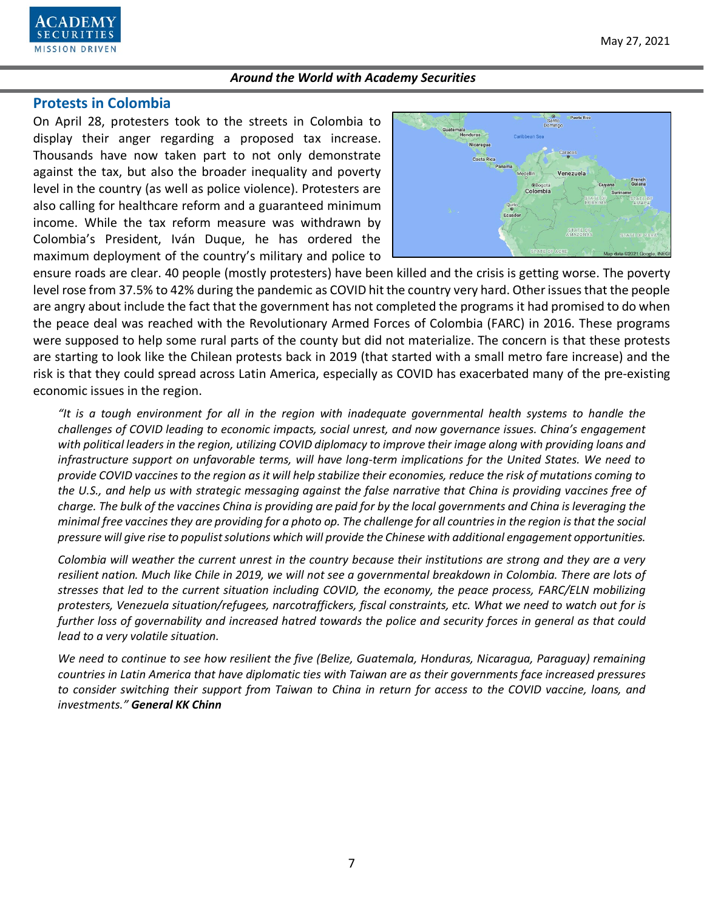## Protests in Colombia

On April 28, protesters took to the streets in Colombia to display their anger regarding a proposed tax increase. Thousands have now taken part to not only demonstrate against the tax, but also the broader inequality and poverty level in the country (as well as police violence). Protesters are also calling for healthcare reform and a guaranteed minimum income. While the tax reform measure was withdrawn by Colombia's President, Iván Duque, he has ordered the maximum deployment of the country's military and police to ensure roads are clear. 40 people (mostly protesters) have been killed and the crisis is getting worse. The poverty level rose from 37.5% to 42% during the pandemic as COVID hit the country very hard. Other issues that the people are angry about include the fact that the government has not completed the programs it had promised to do when the peace deal was reached with the Revolutionary Armed Forces of Colombia (FARC) in 2016. These programs were supposed to help some rural parts of the county but did not materialize. The concern is that these protests are starting to look like the Chilean protests back in 2019 (that started with a small metro fare increase) and the risk is that they could spread across Latin America, especially as COVID has exacerbated many of the pre-existing economic issues in the region.

*"It is a tough environment for all in the region with inadequate governmental health systems to handle the challenges of COVID leading to economic impacts, social unrest, and now governance issues. China's engagement with political leaders in the region, utilizing COVID diplomacy to improve their image along with providing loans and infrastructure support on unfavorable terms, will have long-term implications for the United States. We need to provide COVID vaccines to the region as it will help stabilize their economies, reduce the risk of mutations coming to the U.S., and help us with strategic messaging against the false narrative that China is providing vaccines free of charge. The bulk of the vaccines China is providing are paid for by the local governments and China is leveraging the minimal free vaccines they are providing for a photo op. The challenge for all countries in the region is that the social pressure will give rise to populist solutions which will provide the Chinese with additional engagement opportunities.*

*Colombia will weather the current unrest in the country because their institutions are strong and they are a very resilient nation. Much like Chile in 2019, we will not see a governmental breakdown in Colombia. There are lots of stresses that led to the current situation including COVID, the economy, the peace process, FARC/ELN mobilizing protesters, Venezuela situation/refugees, narcotraffickers, fiscal constraints, etc. What we need to watch out for is further loss of governability and increased hatred towards the police and security forces in general as that could lead to a very volatile situation.*

*We need to continue to see how resilient the five (Belize, Guatemala, Honduras, Nicaragua, Paraguay) remaining countries in Latin America that have diplomatic ties with Taiwan are as their governments face increased pressures to consider switching their support from Taiwan to China in return for access to the COVID vaccine, loans, and investments."* ***General KK Chinn***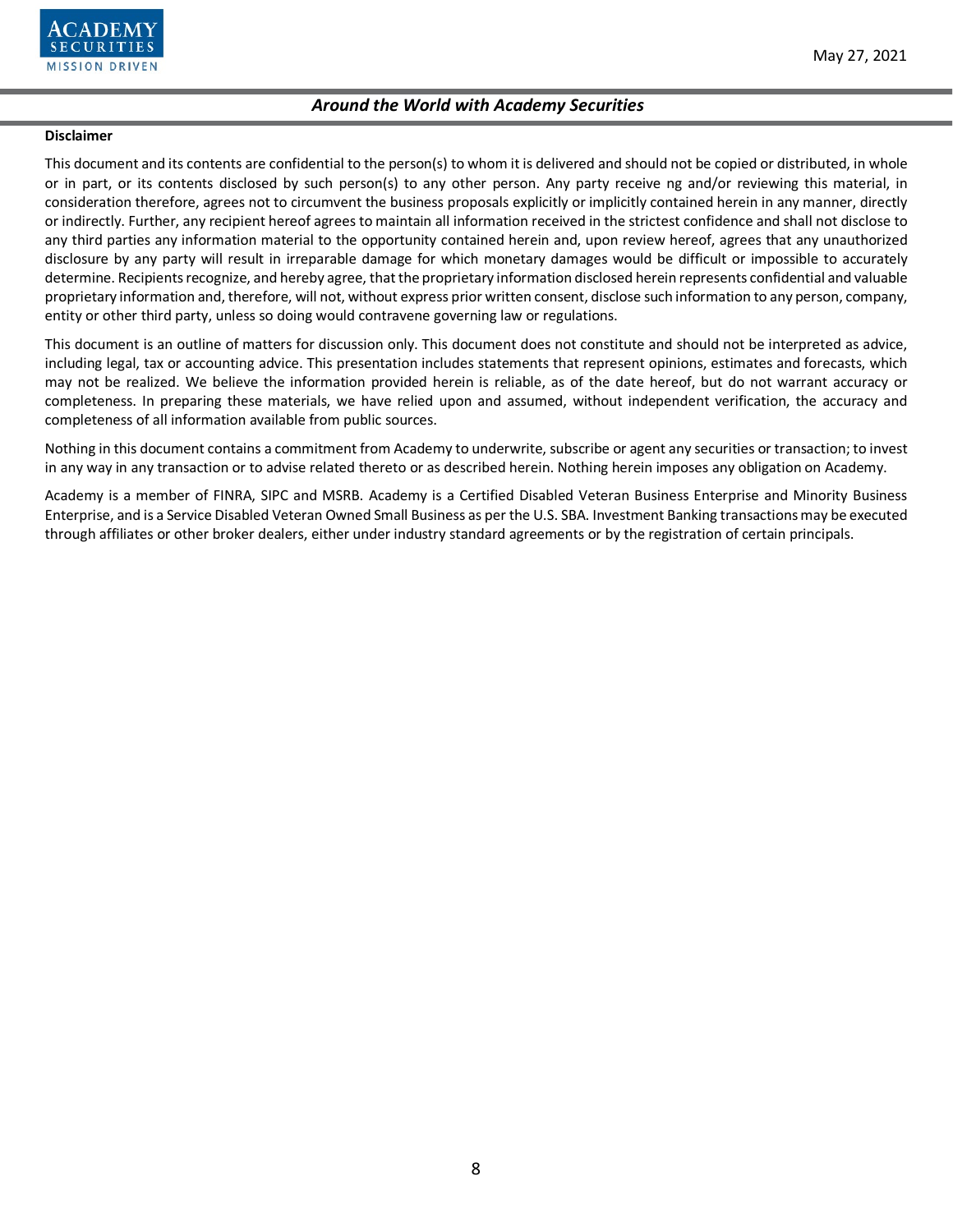**Disclaimer**

This document and its contents are confidential to the person(s) to whom it is delivered and should not be copied or distributed, in whole or in part, or its contents disclosed by such person(s) to any other person. Any party receive ng and/or reviewing this material, in consideration therefore, agrees not to circumvent the business proposals explicitly or implicitly contained herein in any manner, directly or indirectly. Further, any recipient hereof agrees to maintain all information received in the strictest confidence and shall not disclose to any third parties any information material to the opportunity contained herein and, upon review hereof, agrees that any unauthorized disclosure by any party will result in irreparable damage for which monetary damages would be difficult or impossible to accurately determine. Recipients recognize, and hereby agree, that the proprietary information disclosed herein represents confidential and valuable proprietary information and, therefore, will not, without express prior written consent, disclose such information to any person, company, entity or other third party, unless so doing would contravene governing law or regulations.

This document is an outline of matters for discussion only. This document does not constitute and should not be interpreted as advice, including legal, tax or accounting advice. This presentation includes statements that represent opinions, estimates and forecasts, which may not be realized. We believe the information provided herein is reliable, as of the date hereof, but do not warrant accuracy or completeness. In preparing these materials, we have relied upon and assumed, without independent verification, the accuracy and completeness of all information available from public sources.

Nothing in this document contains a commitment from Academy to underwrite, subscribe or agent any securities or transaction; to invest in any way in any transaction or to advise related thereto or as described herein. Nothing herein imposes any obligation on Academy.

Academy is a member of FINRA, SIPC and MSRB. Academy is a Certified Disabled Veteran Business Enterprise and Minority Business Enterprise, and is a Service Disabled Veteran Owned Small Business as per the U.S. SBA. Investment Banking transactions may be executed through affiliates or other broker dealers, either under industry standard agreements or by the registration of certain principals.